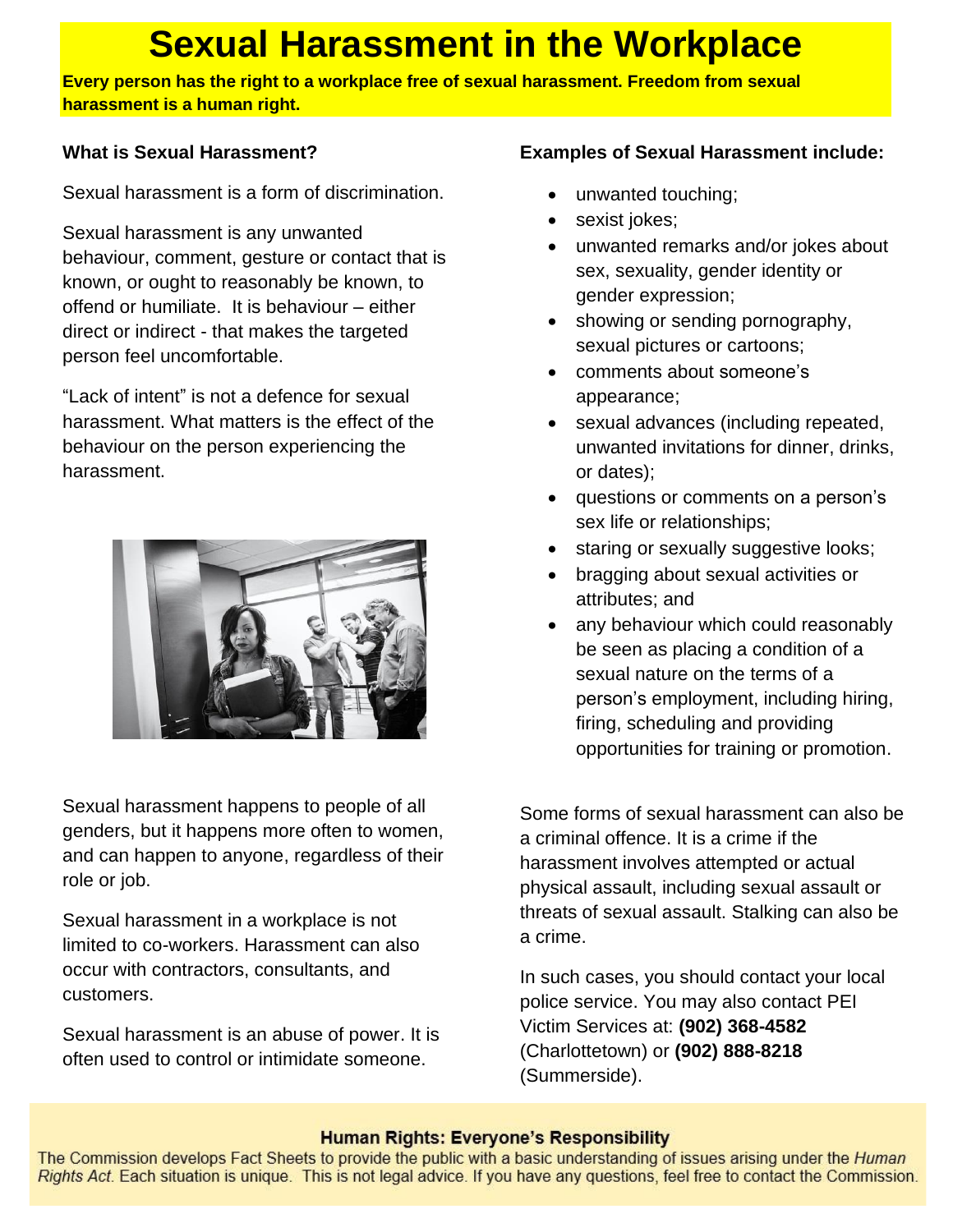# Sexual Harassment in the Workplace

**Every person has the right to a workplace free of sexual harassment. Freedom from sexual harassment is a human right.**

### What is Sexual Harassment?

Sexual harassment is a form of discrimination.

Sexual harassment is any unwanted behaviour, comment, gesture or contact that is known, or ought to reasonably be known, to offend or humiliate. It is behaviour – either direct or indirect - that makes the targeted person feel uncomfortable.

"Lack of intent" is not a defence for sexual harassment. What matters is the effect of the behaviour on the person experiencing the harassment.

Sexual harassment happens to people of all genders, but it happens more often to women, and can happen to anyone, regardless of their role or job.

Sexual harassment in a workplace is not limited to co-workers. Harassment can also occur with contractors, consultants, and customers.

Sexual harassment is an abuse of power. It is often used to control or intimidate someone.

### Examples of Sexual Harassment include:

- unwanted touching;
- sexist jokes;
- unwanted remarks and/or jokes about sex, sexuality, gender identity or gender expression;
- showing or sending pornography, sexual pictures or cartoons;
- comments about someone's appearance;
- sexual advances (including repeated, unwanted invitations for dinner, drinks, or dates);
- questions or comments on a person's sex life or relationships;
- staring or sexually suggestive looks;
- bragging about sexual activities or attributes; and
- any behaviour which could reasonably be seen as placing a condition of a sexual nature on the terms of a person's employment, including hiring, firing, scheduling and providing opportunities for training or promotion.

Some forms of sexual harassment can also be a criminal offence. It is a crime if the harassment involves attempted or actual physical assault, including sexual assault or threats of sexual assault. Stalking can also be a crime.

In such cases, you should contact your local police service. You may also contact PEI Victim Services at: **(902) 368-4582** (Charlottetown) or **(902) 888-8218** (Summerside).

**Human Rights: Everyone's Responsibility**

The Commission develops Fact Sheets to provide the public with a basic understanding of issues arising under the *Human Rights Act*. Each situation is unique. This is not legal advice. If you have any questions, feel free to contact the Commission.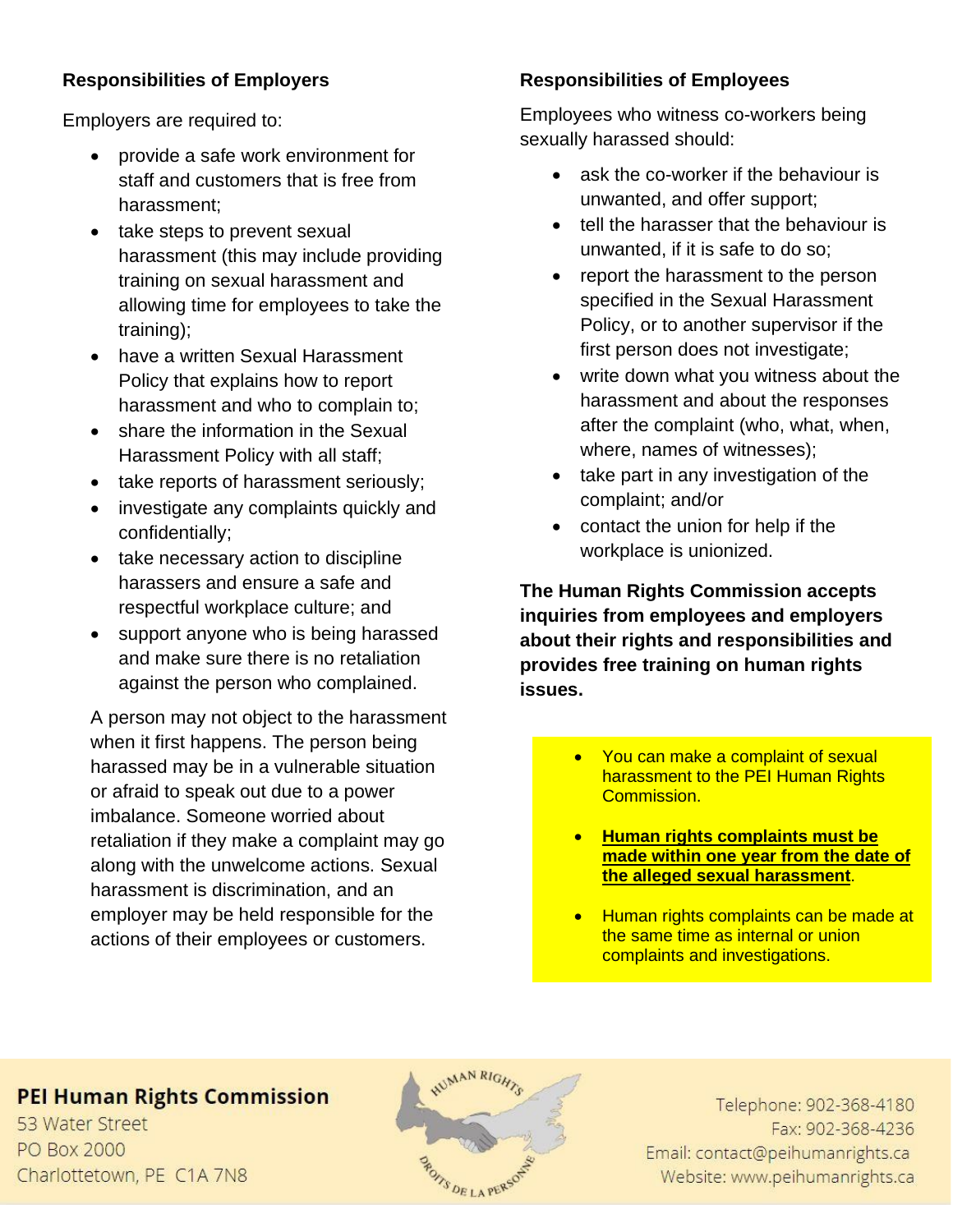### Responsibilities of Employers

Employers are required to:

- provide a safe work environment for staff and customers that is free from harassment;
- take steps to prevent sexual harassment (this may include providing training on sexual harassment and allowing time for employees to take the training);
- have a written Sexual Harassment Policy that explains how to report harassment and who to complain to;
- share the information in the Sexual Harassment Policy with all staff;
- take reports of harassment seriously;
- investigate any complaints quickly and confidentially;
- take necessary action to discipline harassers and ensure a safe and respectful workplace culture; and
- support anyone who is being harassed and make sure there is no retaliation against the person who complained.

A person may not object to the harassment when it first happens. The person being harassed may be in a vulnerable situation or afraid to speak out due to a power imbalance. Someone worried about retaliation if they make a complaint may go along with the unwelcome actions. Sexual harassment is discrimination, and an employer may be held responsible for the actions of their employees or customers.

### Responsibilities of Employees

Employees who witness co-workers being sexually harassed should:

- ask the co-worker if the behaviour is unwanted, and offer support;
- tell the harasser that the behaviour is unwanted, if it is safe to do so;
- report the harassment to the person specified in the Sexual Harassment Policy, or to another supervisor if the first person does not investigate;
- write down what you witness about the harassment and about the responses after the complaint (who, what, when, where, names of witnesses);
- take part in any investigation of the complaint; and/or
- contact the union for help if the workplace is unionized.

**The Human Rights Commission accepts inquiries from employees and employers about their rights and responsibilities and provides free training on human rights issues.**

- You can make a complaint of sexual harassment to the PEI Human Rights Commission.
- **Human rights complaints must be made within one year from the date of the alleged sexual harassment**.
- Human rights complaints can be made at the same time as internal or union complaints and investigations.

**PEI Human Rights Commission**
53 Water Street
PO Box 2000
Charlottetown, PE C1A 7N8

Telephone: 902-368-4180
Fax: 902-368-4236
Email: contact@peihumanrights.ca
Website: www.peihumanrights.ca